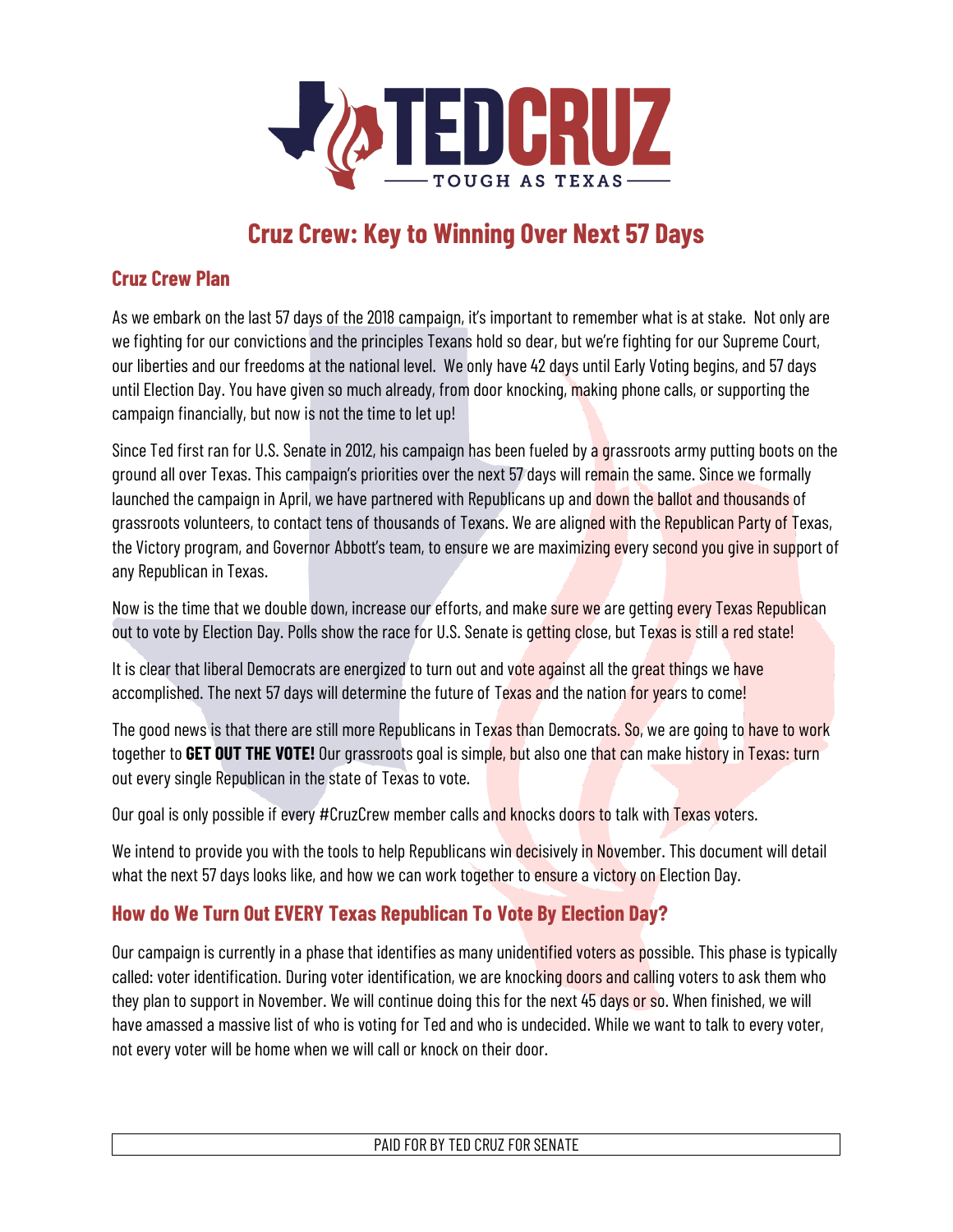TEDCRUZ

TOUGH AS TEXAS

# Cruz Crew: Key to Winning Over Next 57 Days

## Cruz Crew Plan

As we embark on the last 57 days of the 2018 campaign, it's important to remember what is at stake. Not only are we fighting for our convictions and the principles Texans hold so dear, but we're fighting for our Supreme Court, our liberties and our freedoms at the national level. We only have 42 days until Early Voting begins, and 57 days until Election Day. You have given so much already, from door knocking, making phone calls, or supporting the campaign financially, but now is not the time to let up!

Since Ted first ran for U.S. Senate in 2012, his campaign has been fueled by a grassroots army putting boots on the ground all over Texas. This campaign's priorities over the next 57 days will remain the same. Since we formally launched the campaign in April, we have partnered with Republicans up and down the ballot and thousands of grassroots volunteers, to contact tens of thousands of Texans. We are aligned with the Republican Party of Texas, the Victory program, and Governor Abbott's team, to ensure we are maximizing every second you give in support of any Republican in Texas.

Now is the time that we double down, increase our efforts, and make sure we are getting every Texas Republican out to vote by Election Day. Polls show the race for U.S. Senate is getting close, but Texas is still a red state!

It is clear that liberal Democrats are energized to turn out and vote against all the great things we have accomplished. The next 57 days will determine the future of Texas and the nation for years to come!

The good news is that there are still more Republicans in Texas than Democrats. So, we are going to have to work together to **GET OUT THE VOTE!** Our grassroots goal is simple, but also one that can make history in Texas: turn out every single Republican in the state of Texas to vote.

Our goal is only possible if every #CruzCrew member calls and knocks doors to talk with Texas voters.

We intend to provide you with the tools to help Republicans win decisively in November. This document will detail what the next 57 days looks like, and how we can work together to ensure a victory on Election Day.

## How do We Turn Out EVERY Texas Republican To Vote By Election Day?

Our campaign is currently in a phase that identifies as many unidentified voters as possible. This phase is typically called: voter identification. During voter identification, we are knocking doors and calling voters to ask them who they plan to support in November. We will continue doing this for the next 45 days or so. When finished, we will have amassed a massive list of who is voting for Ted and who is undecided. While we want to talk to every voter, not every voter will be home when we will call or knock on their door.

PAID FOR BY TED CRUZ FOR SENATE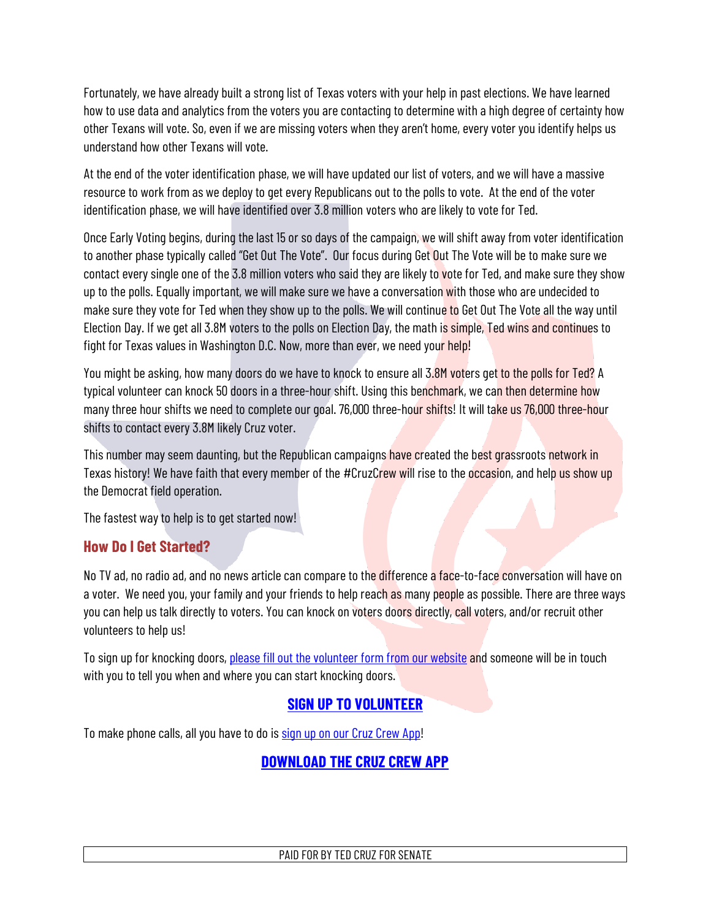Fortunately, we have already built a strong list of Texas voters with your help in past elections. We have learned how to use data and analytics from the voters you are contacting to determine with a high degree of certainty how other Texans will vote. So, even if we are missing voters when they aren't home, every voter you identify helps us understand how other Texans will vote.

At the end of the voter identification phase, we will have updated our list of voters, and we will have a massive resource to work from as we deploy to get every Republicans out to the polls to vote. At the end of the voter identification phase, we will have identified over 3.8 million voters who are likely to vote for Ted.

Once Early Voting begins, during the last 15 or so days of the campaign, we will shift away from voter identification to another phase typically called "Get Out The Vote". Our focus during Get Out The Vote will be to make sure we contact every single one of the 3.8 million voters who said they are likely to vote for Ted, and make sure they show up to the polls. Equally important, we will make sure we have a conversation with those who are undecided to make sure they vote for Ted when they show up to the polls. We will continue to Get Out The Vote all the way until Election Day. If we get all 3.8M voters to the polls on Election Day, the math is simple, Ted wins and continues to fight for Texas values in Washington D.C. Now, more than ever, we need your help!

You might be asking, how many doors do we have to knock to ensure all 3.8M voters get to the polls for Ted? A typical volunteer can knock 50 doors in a three-hour shift. Using this benchmark, we can then determine how many three hour shifts we need to complete our goal. 76,000 three-hour shifts! It will take us 76,000 three-hour shifts to contact every 3.8M likely Cruz voter.

This number may seem daunting, but the Republican campaigns have created the best grassroots network in Texas history! We have faith that every member of the #CruzCrew will rise to the occasion, and help us show up the Democrat field operation.

The fastest way to help is to get started now!

## How Do I Get Started?

No TV ad, no radio ad, and no news article can compare to the difference a face-to-face conversation will have on a voter. We need you, your family and your friends to help reach as many people as possible. There are three ways you can help us talk directly to voters. You can knock on voters doors directly, call voters, and/or recruit other volunteers to help us!

To sign up for knocking doors, please fill out the volunteer form from our website and someone will be in touch with you to tell you when and where you can start knocking doors.

**SIGN UP TO VOLUNTEER**

To make phone calls, all you have to do is sign up on our Cruz Crew App!

**DOWNLOAD THE CRUZ CREW APP**

PAID FOR BY TED CRUZ FOR SENATE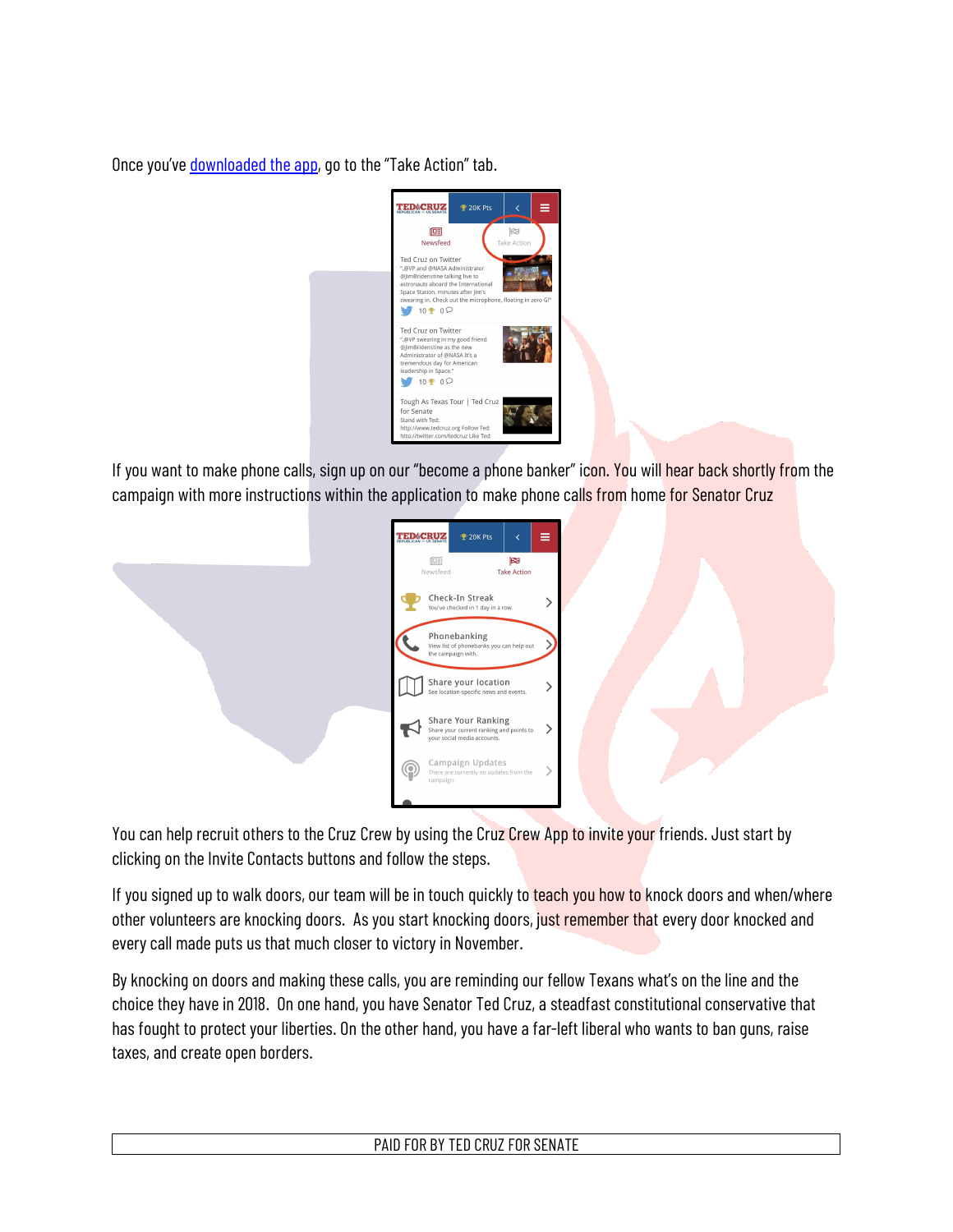Once you've [downloaded the app](), go to the "Take Action" tab.

If you want to make phone calls, sign up on our "become a phone banker" icon. You will hear back shortly from the campaign with more instructions within the application to make phone calls from home for Senator Cruz

You can help recruit others to the Cruz Crew by using the Cruz Crew App to invite your friends. Just start by clicking on the Invite Contacts buttons and follow the steps.

If you signed up to walk doors, our team will be in touch quickly to teach you how to knock doors and when/where other volunteers are knocking doors. As you start knocking doors, just remember that every door knocked and every call made puts us that much closer to victory in November.

By knocking on doors and making these calls, you are reminding our fellow Texans what's on the line and the choice they have in 2018. On one hand, you have Senator Ted Cruz, a steadfast constitutional conservative that has fought to protect your liberties. On the other hand, you have a far-left liberal who wants to ban guns, raise taxes, and create open borders.

PAID FOR BY TED CRUZ FOR SENATE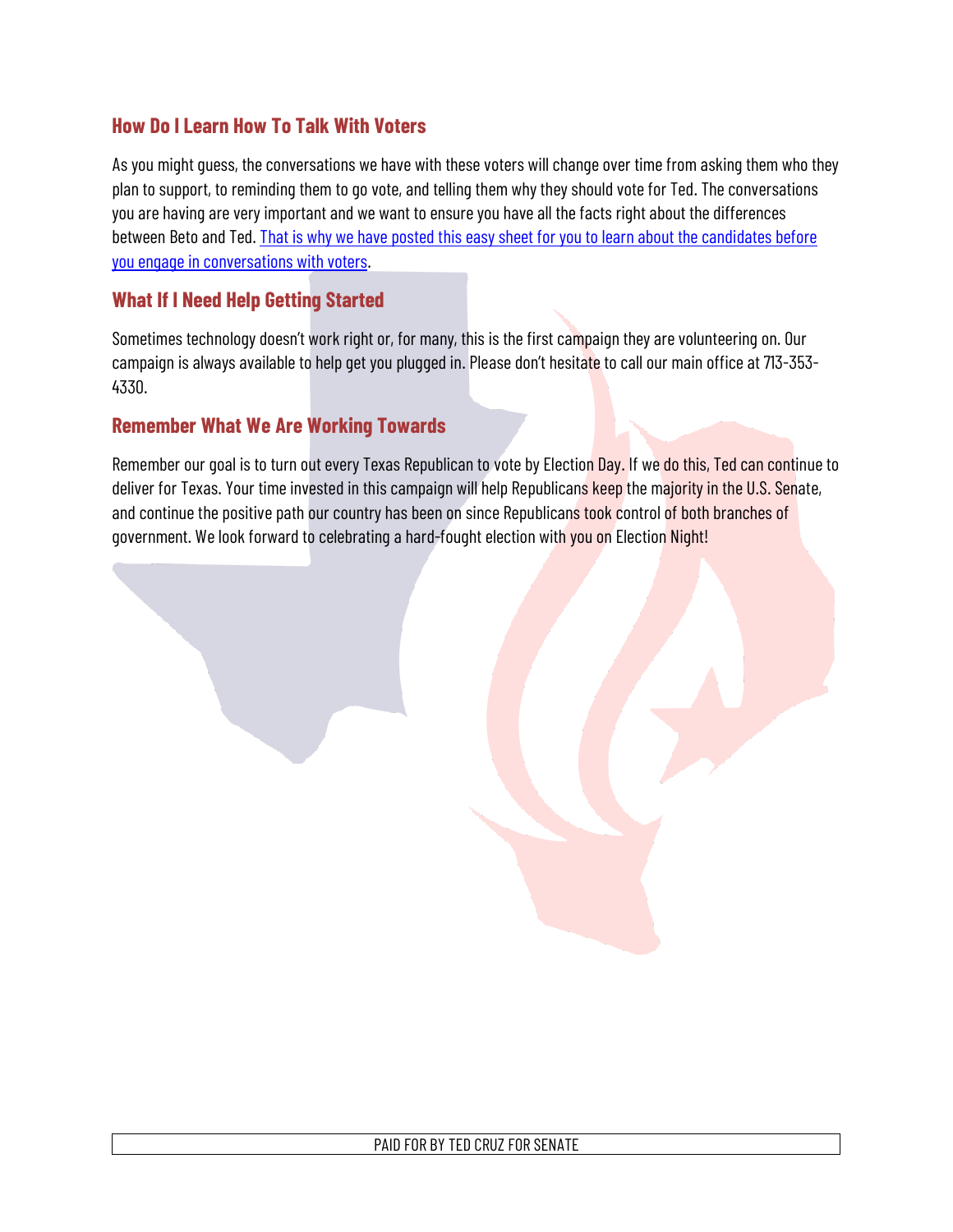## How Do I Learn How To Talk With Voters

As you might guess, the conversations we have with these voters will change over time from asking them who they plan to support, to reminding them to go vote, and telling them why they should vote for Ted. The conversations you are having are very important and we want to ensure you have all the facts right about the differences between Beto and Ted. [That is why we have posted this easy sheet for you to learn about the candidates before you engage in conversations with voters].

## What If I Need Help Getting Started

Sometimes technology doesn't work right or, for many, this is the first campaign they are volunteering on. Our campaign is always available to help get you plugged in. Please don't hesitate to call our main office at 713-353-4330.

## Remember What We Are Working Towards

Remember our goal is to turn out every Texas Republican to vote by Election Day. If we do this, Ted can continue to deliver for Texas. Your time invested in this campaign will help Republicans keep the majority in the U.S. Senate, and continue the positive path our country has been on since Republicans took control of both branches of government. We look forward to celebrating a hard-fought election with you on Election Night!

PAID FOR BY TED CRUZ FOR SENATE